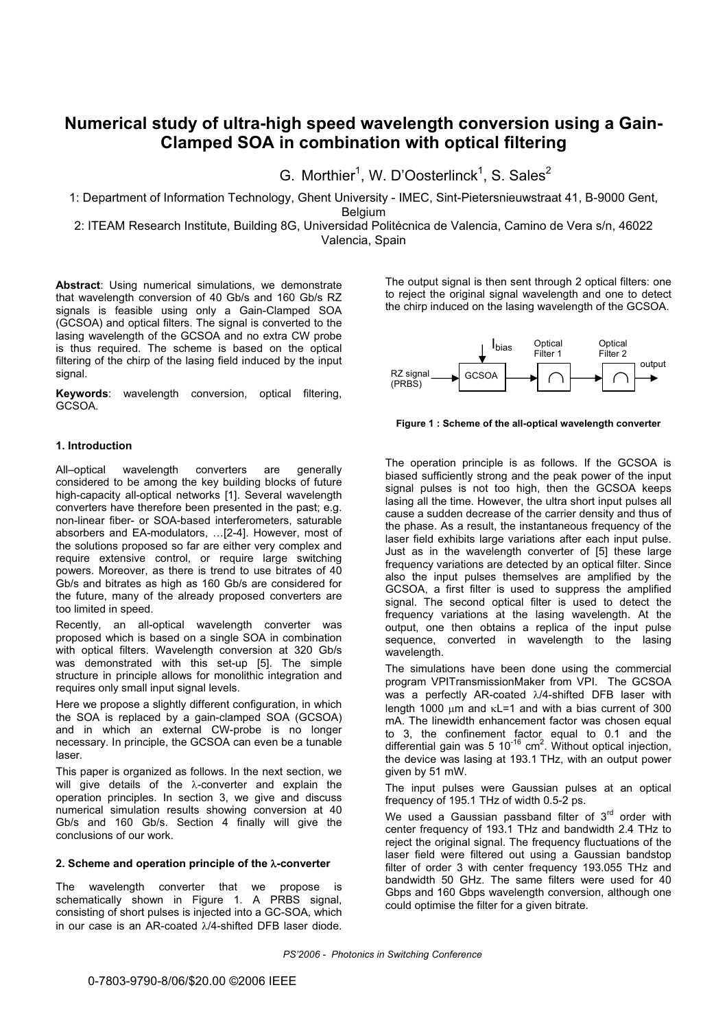# Numerical study of ultra-high speed wavelength conversion using a Gain-Clamped SOA in combination with optical filtering

G. Morthier[1], W. D'Oosterlinck[1], S. Sales[2]

1: Department of Information Technology, Ghent University - IMEC, Sint-Pietersnieuwstraat 41, B-9000 Gent, Belgium

2: ITEAM Research Institute, Building 8G, Universidad Politécnica de Valencia, Camino de Vera s/n, 46022 Valencia, Spain

**Abstract**: Using numerical simulations, we demonstrate that wavelength conversion of 40 Gb/s and 160 Gb/s RZ signals is feasible using only a Gain-Clamped SOA (GCSOA) and optical filters. The signal is converted to the lasing wavelength of the GCSOA and no extra CW probe is thus required. The scheme is based on the optical filtering of the chirp of the lasing field induced by the input signal.

**Keywords**: wavelength conversion, optical filtering, GCSOA.

### 1. Introduction

All–optical wavelength converters are generally considered to be among the key building blocks of future high-capacity all-optical networks [1]. Several wavelength converters have therefore been presented in the past; e.g. non-linear fiber- or SOA-based interferometers, saturable absorbers and EA-modulators, …[2-4]. However, most of the solutions proposed so far are either very complex and require extensive control, or require large switching powers. Moreover, as there is trend to use bitrates of 40 Gb/s and bitrates as high as 160 Gb/s are considered for the future, many of the already proposed converters are too limited in speed.

Recently, an all-optical wavelength converter was proposed which is based on a single SOA in combination with optical filters. Wavelength conversion at 320 Gb/s was demonstrated with this set-up [5]. The simple structure in principle allows for monolithic integration and requires only small input signal levels.

Here we propose a slightly different configuration, in which the SOA is replaced by a gain-clamped SOA (GCSOA) and in which an external CW-probe is no longer necessary. In principle, the GCSOA can even be a tunable laser.

This paper is organized as follows. In the next section, we will give details of the λ-converter and explain the operation principles. In section 3, we give and discuss numerical simulation results showing conversion at 40 Gb/s and 160 Gb/s. Section 4 finally will give the conclusions of our work.

### 2. Scheme and operation principle of the λ-converter

The wavelength converter that we propose is schematically shown in Figure 1. A PRBS signal, consisting of short pulses is injected into a GC-SOA, which in our case is an AR-coated λ/4-shifted DFB laser diode. The output signal is then sent through 2 optical filters: one to reject the original signal wavelength and one to detect the chirp induced on the lasing wavelength of the GCSOA.

**Figure 1 : Scheme of the all-optical wavelength converter**

The operation principle is as follows. If the GCSOA is biased sufficiently strong and the peak power of the input signal pulses is not too high, then the GCSOA keeps lasing all the time. However, the ultra short input pulses all cause a sudden decrease of the carrier density and thus of the phase. As a result, the instantaneous frequency of the laser field exhibits large variations after each input pulse. Just as in the wavelength converter of [5] these large frequency variations are detected by an optical filter. Since also the input pulses themselves are amplified by the GCSOA, a first filter is used to suppress the amplified signal. The second optical filter is used to detect the frequency variations at the lasing wavelength. At the output, one then obtains a replica of the input pulse sequence, converted in wavelength to the lasing wavelength.

The simulations have been done using the commercial program VPITransmissionMaker from VPI. The GCSOA was a perfectly AR-coated λ/4-shifted DFB laser with length 1000 μm and κL=1 and with a bias current of 300 mA. The linewidth enhancement factor was chosen equal to 3, the confinement factor equal to 0.1 and the differential gain was 5 $10^{-16}$ $cm^2$. Without optical injection, the device was lasing at 193.1 THz, with an output power given by 51 mW.

The input pulses were Gaussian pulses at an optical frequency of 195.1 THz of width 0.5-2 ps.

We used a Gaussian passband filter of 3rd order with center frequency of 193.1 THz and bandwidth 2.4 THz to reject the original signal. The frequency fluctuations of the laser field were filtered out using a Gaussian bandstop filter of order 3 with center frequency 193.055 THz and bandwidth 50 GHz. The same filters were used for 40 Gbps and 160 Gbps wavelength conversion, although one could optimise the filter for a given bitrate.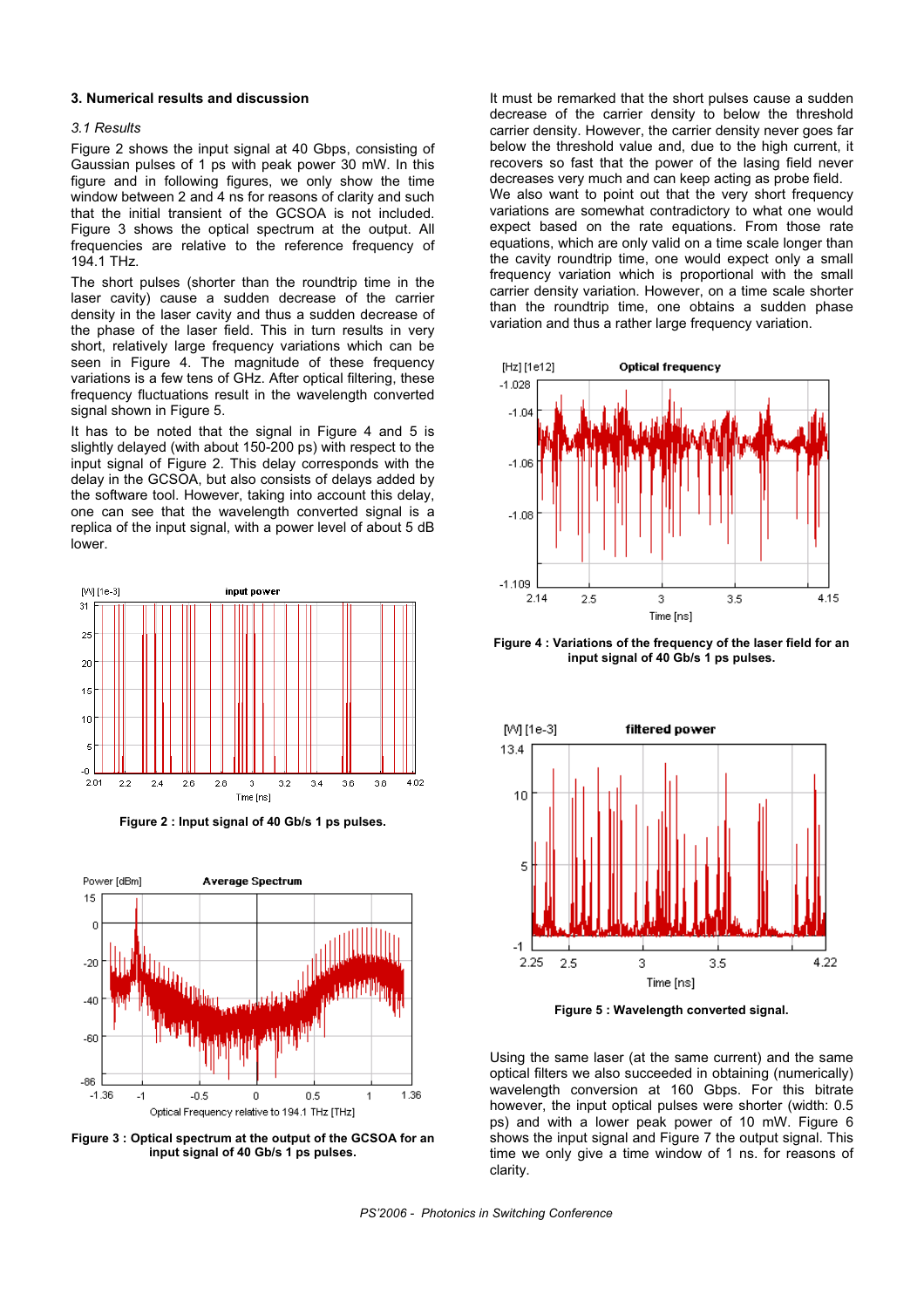## 3. Numerical results and discussion

### *3.1 Results*

Figure 2 shows the input signal at 40 Gbps, consisting of Gaussian pulses of 1 ps with peak power 30 mW. In this figure and in following figures, we only show the time window between 2 and 4 ns for reasons of clarity and such that the initial transient of the GCSOA is not included. Figure 3 shows the optical spectrum at the output. All frequencies are relative to the reference frequency of 194.1 THz.

The short pulses (shorter than the roundtrip time in the laser cavity) cause a sudden decrease of the carrier density in the laser cavity and thus a sudden decrease of the phase of the laser field. This in turn results in very short, relatively large frequency variations which can be seen in Figure 4. The magnitude of these frequency variations is a few tens of GHz. After optical filtering, these frequency fluctuations result in the wavelength converted signal shown in Figure 5.

It has to be noted that the signal in Figure 4 and 5 is slightly delayed (with about 150-200 ps) with respect to the input signal of Figure 2. This delay corresponds with the delay in the GCSOA, but also consists of delays added by the software tool. However, taking into account this delay, one can see that the wavelength converted signal is a replica of the input signal, with a power level of about 5 dB lower.

**Figure 2 : Input signal of 40 Gb/s 1 ps pulses.**

**Figure 3 : Optical spectrum at the output of the GCSOA for an input signal of 40 Gb/s 1 ps pulses.**

It must be remarked that the short pulses cause a sudden decrease of the carrier density to below the threshold carrier density. However, the carrier density never goes far below the threshold value and, due to the high current, it recovers so fast that the power of the lasing field never decreases very much and can keep acting as probe field. We also want to point out that the very short frequency variations are somewhat contradictory to what one would expect based on the rate equations. From those rate equations, which are only valid on a time scale longer than the cavity roundtrip time, one would expect only a small frequency variation which is proportional with the small carrier density variation. However, on a time scale shorter than the roundtrip time, one obtains a sudden phase variation and thus a rather large frequency variation.

**Figure 4 : Variations of the frequency of the laser field for an input signal of 40 Gb/s 1 ps pulses.**

**Figure 5 : Wavelength converted signal.**

Using the same laser (at the same current) and the same optical filters we also succeeded in obtaining (numerically) wavelength conversion at 160 Gbps. For this bitrate however, the input optical pulses were shorter (width: 0.5 ps) and with a lower peak power of 10 mW. Figure 6 shows the input signal and Figure 7 the output signal. This time we only give a time window of 1 ns. for reasons of clarity.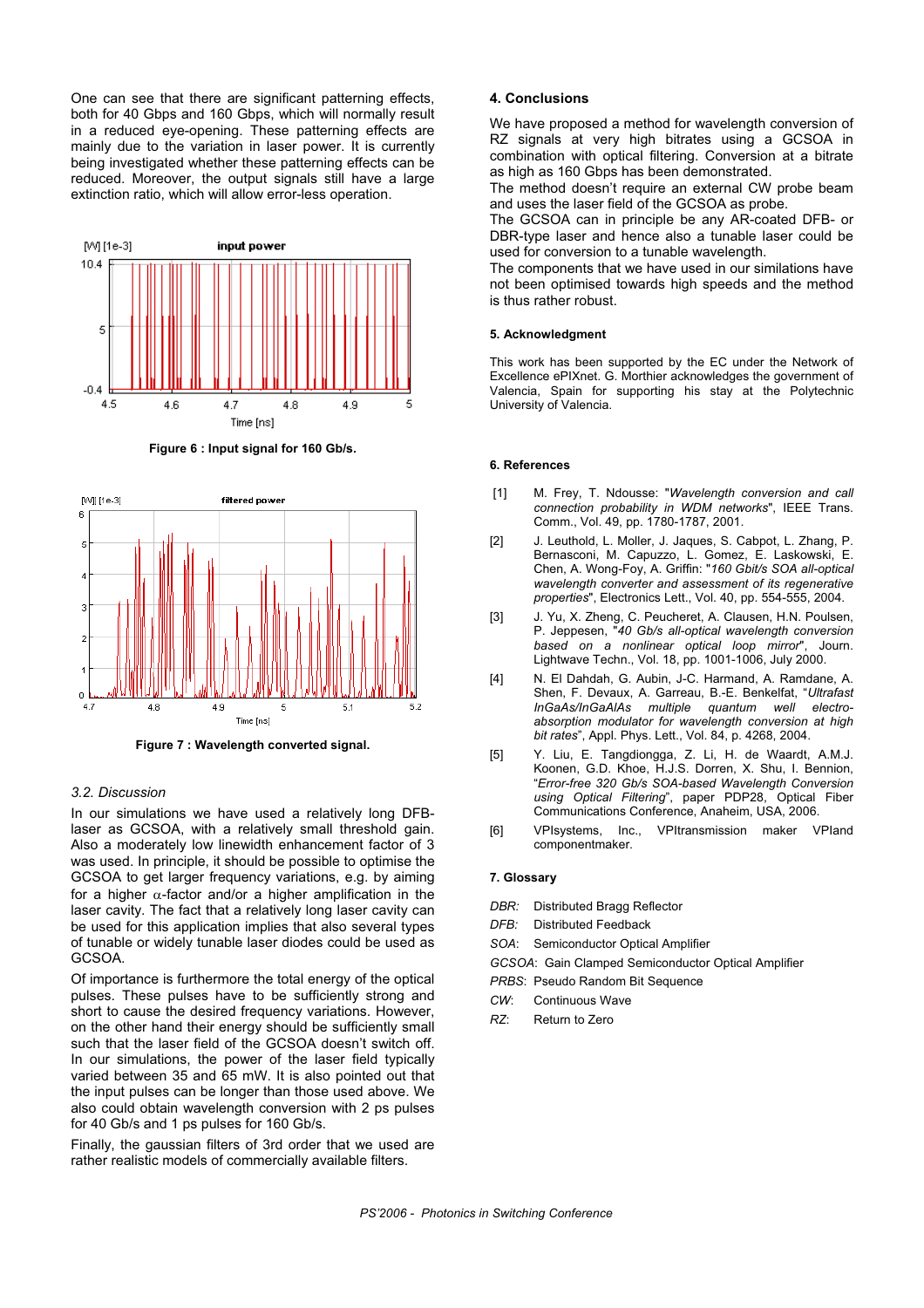One can see that there are significant patterning effects, both for 40 Gbps and 160 Gbps, which will normally result in a reduced eye-opening. These patterning effects are mainly due to the variation in laser power. It is currently being investigated whether these patterning effects can be reduced. Moreover, the output signals still have a large extinction ratio, which will allow error-less operation.

[W] [1e-3]
input power
10.4
5
-0.4
4.5
4.6
4.7
4.8
4.9
5
Time [ns]

**Figure 6 : Input signal for 160 Gb/s.**

[W] [1e-3]
filtered power
6
5
4
3
2
1
0
4.7
4.8
4.9
5
5.1
5.2
Time [ns]

**Figure 7 : Wavelength converted signal.**

### *3.2. Discussion*

In our simulations we have used a relatively long DFB-laser as GCSOA, with a relatively small threshold gain. Also a moderately low linewidth enhancement factor of 3 was used. In principle, it should be possible to optimise the GCSOA to get larger frequency variations, e.g. by aiming for a higher $\alpha$-factor and/or a higher amplification in the laser cavity. The fact that a relatively long laser cavity can be used for this application implies that also several types of tunable or widely tunable laser diodes could be used as GCSOA.

Of importance is furthermore the total energy of the optical pulses. These pulses have to be sufficiently strong and short to cause the desired frequency variations. However, on the other hand their energy should be sufficiently small such that the laser field of the GCSOA doesn't switch off. In our simulations, the power of the laser field typically varied between 35 and 65 mW. It is also pointed out that the input pulses can be longer than those used above. We also could obtain wavelength conversion with 2 ps pulses for 40 Gb/s and 1 ps pulses for 160 Gb/s.

Finally, the gaussian filters of 3rd order that we used are rather realistic models of commercially available filters.

## 4. Conclusions

We have proposed a method for wavelength conversion of RZ signals at very high bitrates using a GCSOA in combination with optical filtering. Conversion at a bitrate as high as 160 Gbps has been demonstrated.

The method doesn't require an external CW probe beam and uses the laser field of the GCSOA as probe.

The GCSOA can in principle be any AR-coated DFB- or DBR-type laser and hence also a tunable laser could be used for conversion to a tunable wavelength.

The components that we have used in our similations have not been optimised towards high speeds and the method is thus rather robust.

#### 5. Acknowledgment

This work has been supported by the EC under the Network of Excellence ePIXnet. G. Morthier acknowledges the government of Valencia, Spain for supporting his stay at the Polytechnic University of Valencia.

#### 6. References

[1] M. Frey, T. Ndousse: "*Wavelength conversion and call connection probability in WDM networks*", IEEE Trans. Comm., Vol. 49, pp. 1780-1787, 2001.

[2] J. Leuthold, L. Moller, J. Jaques, S. Cabpot, L. Zhang, P. Bernasconi, M. Capuzzo, L. Gomez, E. Laskowski, E. Chen, A. Wong-Foy, A. Griffin: "*160 Gbit/s SOA all-optical wavelength converter and assessment of its regenerative properties*", Electronics Lett., Vol. 40, pp. 554-555, 2004.

[3] J. Yu, X. Zheng, C. Peucheret, A. Clausen, H.N. Poulsen, P. Jeppesen, "*40 Gb/s all-optical wavelength conversion based on a nonlinear optical loop mirror*", Journ. Lightwave Techn., Vol. 18, pp. 1001-1006, July 2000.

[4] N. El Dahdah, G. Aubin, J-C. Harmand, A. Ramdane, A. Shen, F. Devaux, A. Garreau, B.-E. Benkelfat, "*Ultrafast InGaAs/InGaAlAs multiple quantum well electro-absorption modulator for wavelength conversion at high bit rates*", Appl. Phys. Lett., Vol. 84, p. 4268, 2004.

[5] Y. Liu, E. Tangdiongga, Z. Li, H. de Waardt, A.M.J. Koonen, G.D. Khoe, H.J.S. Dorren, X. Shu, I. Bennion, "*Error-free 320 Gb/s SOA-based Wavelength Conversion using Optical Filtering*", paper PDP28, Optical Fiber Communications Conference, Anaheim, USA, 2006.

[6] VPIsystems, Inc., VPItransmission maker VPIand componentmaker.

#### 7. Glossary

*DBR:* Distributed Bragg Reflector
*DFB:* Distributed Feedback
*SOA*: Semiconductor Optical Amplifier
*GCSOA*: Gain Clamped Semiconductor Optical Amplifier
*PRBS*: Pseudo Random Bit Sequence
*CW*: Continuous Wave
*RZ*: Return to Zero